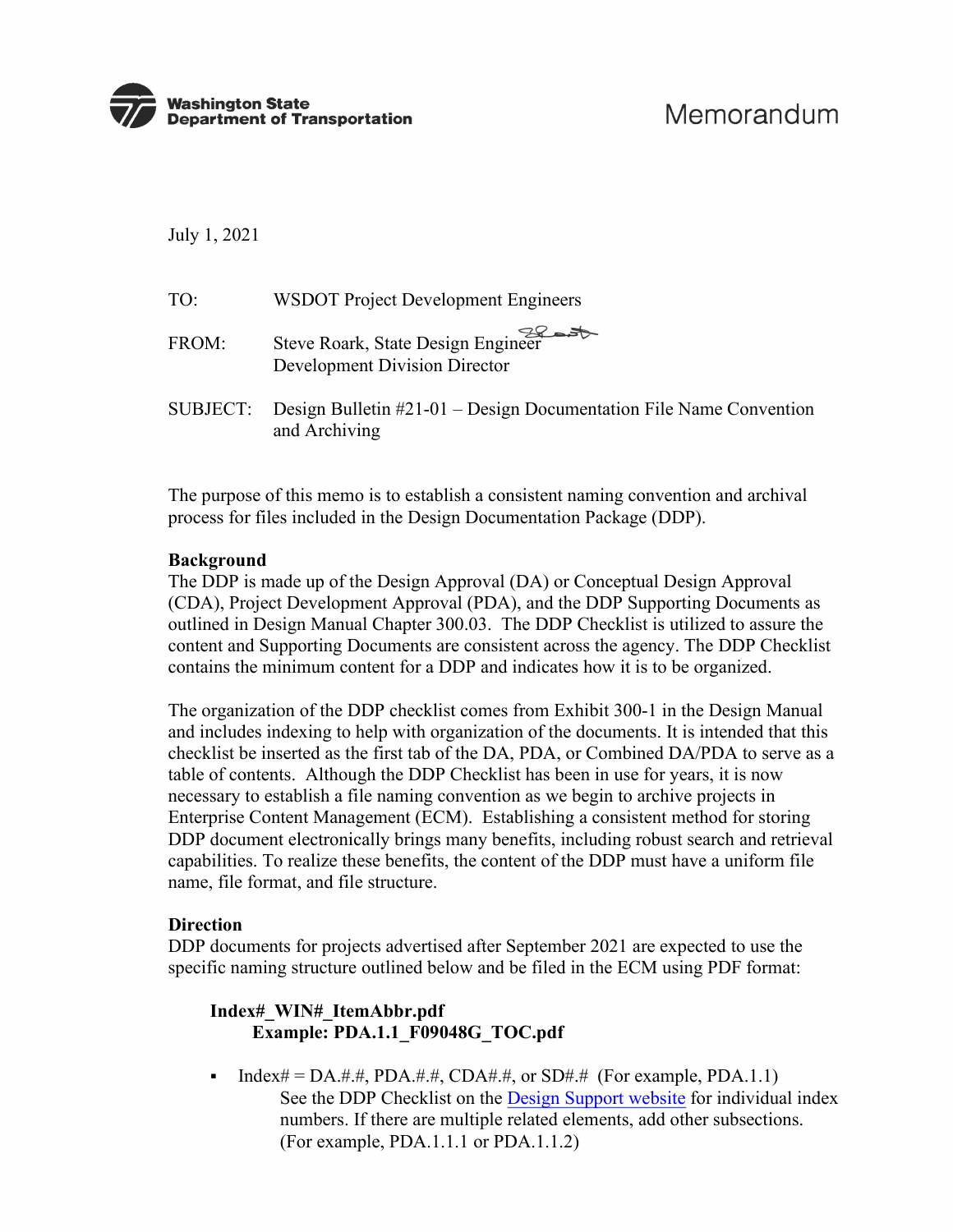Washington State Department of Transportation

# Memorandum

July 1, 2021

TO: WSDOT Project Development Engineers

FROM: Steve Roark, State Design Engineer
Development Division Director

SUBJECT: Design Bulletin #21-01 – Design Documentation File Name Convention and Archiving

The purpose of this memo is to establish a consistent naming convention and archival process for files included in the Design Documentation Package (DDP).

**Background**

The DDP is made up of the Design Approval (DA) or Conceptual Design Approval (CDA), Project Development Approval (PDA), and the DDP Supporting Documents as outlined in Design Manual Chapter 300.03. The DDP Checklist is utilized to assure the content and Supporting Documents are consistent across the agency. The DDP Checklist contains the minimum content for a DDP and indicates how it is to be organized.

The organization of the DDP checklist comes from Exhibit 300-1 in the Design Manual and includes indexing to help with organization of the documents. It is intended that this checklist be inserted as the first tab of the DA, PDA, or Combined DA/PDA to serve as a table of contents. Although the DDP Checklist has been in use for years, it is now necessary to establish a file naming convention as we begin to archive projects in Enterprise Content Management (ECM). Establishing a consistent method for storing DDP document electronically brings many benefits, including robust search and retrieval capabilities. To realize these benefits, the content of the DDP must have a uniform file name, file format, and file structure.

**Direction**

DDP documents for projects advertised after September 2021 are expected to use the specific naming structure outlined below and be filed in the ECM using PDF format:

> **Index#_WIN#_ItemAbbr.pdf**
> **Example: PDA.1.1_F09048G_TOC.pdf**

- Index# = DA.#.#, PDA.#.#, CDA#.#, or SD#.# (For example, PDA.1.1)
  See the DDP Checklist on the Design Support website for individual index numbers. If there are multiple related elements, add other subsections. (For example, PDA.1.1.1 or PDA.1.1.2)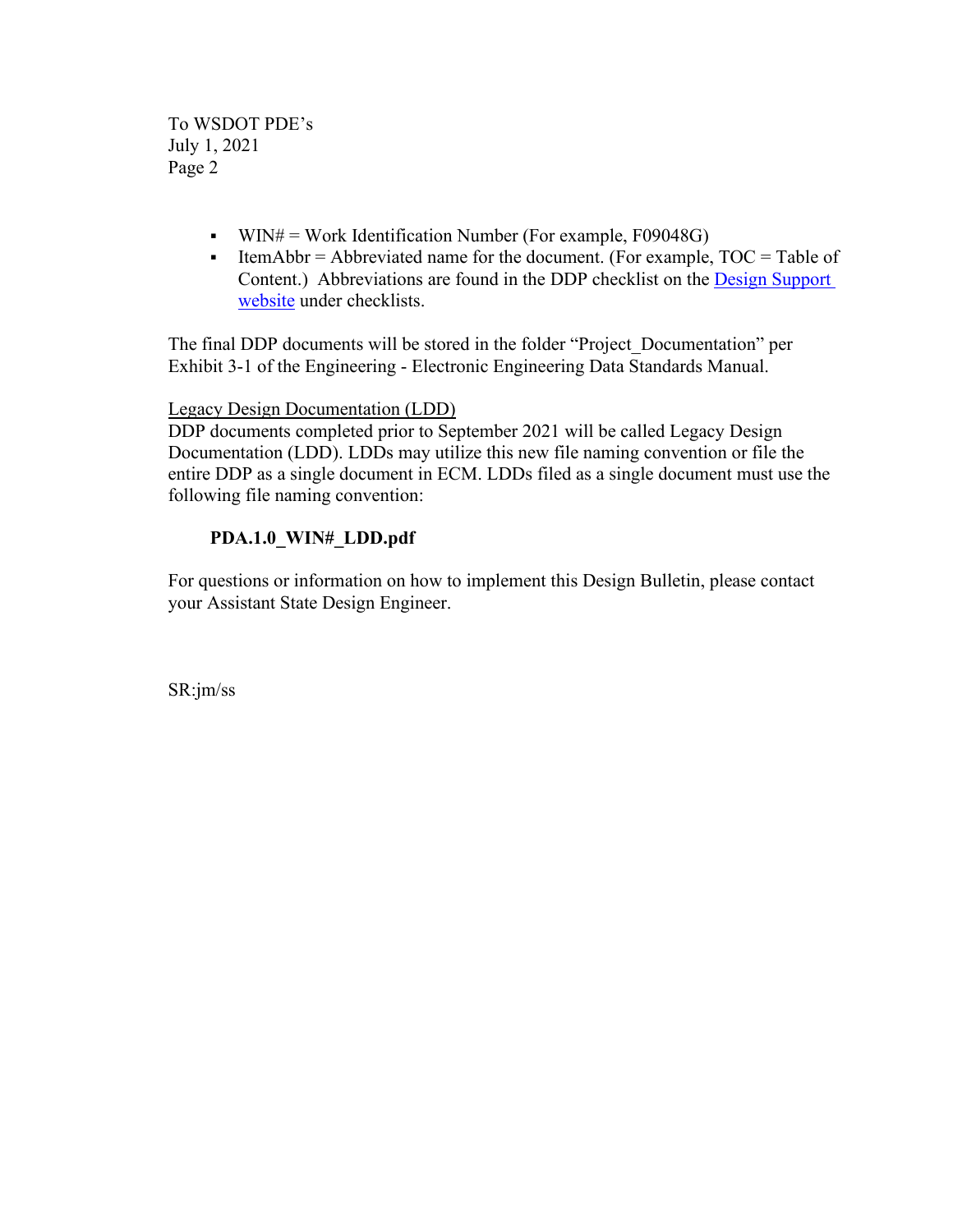- WIN# = Work Identification Number (For example, F09048G)
- ItemAbbr = Abbreviated name for the document. (For example, TOC = Table of Content.) Abbreviations are found in the DDP checklist on the Design Support website under checklists.

The final DDP documents will be stored in the folder "Project_Documentation" per Exhibit 3-1 of the Engineering - Electronic Engineering Data Standards Manual.

Legacy Design Documentation (LDD)

DDP documents completed prior to September 2021 will be called Legacy Design Documentation (LDD). LDDs may utilize this new file naming convention or file the entire DDP as a single document in ECM. LDDs filed as a single document must use the following file naming convention:

**PDA.1.0_WIN#_LDD.pdf**

For questions or information on how to implement this Design Bulletin, please contact your Assistant State Design Engineer.

SR:jm/ss